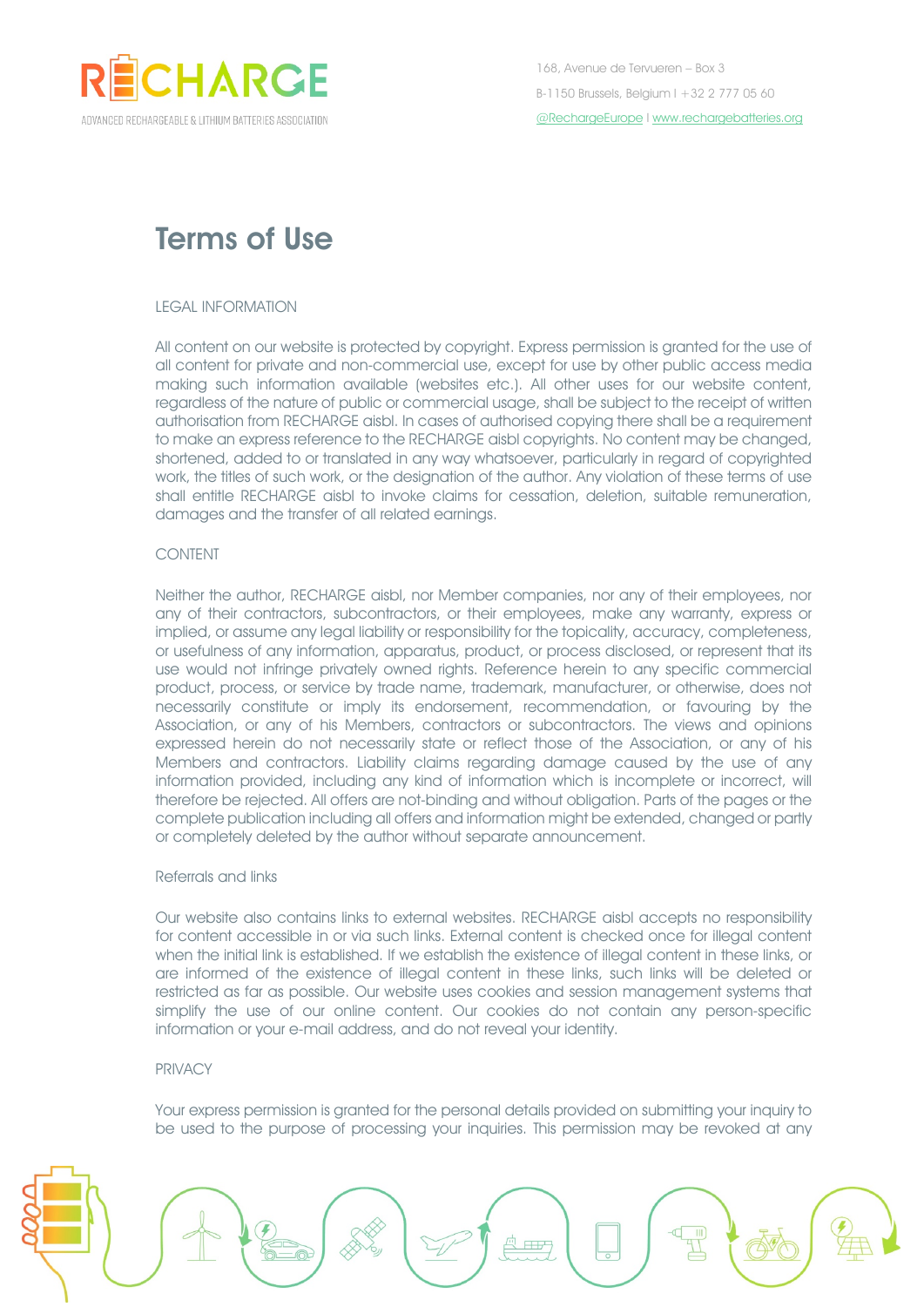# Terms of Use

## LEGAL INFORMATION

All content on our website is protected by copyright. Express permission is granted for the use of all content for private and non-commercial use, except for use by other public access media making such information available (websites etc.). All other uses for our website content, regardless of the nature of public or commercial usage, shall be subject to the receipt of written authorisation from RECHARGE aisbl. In cases of authorised copying there shall be a requirement to make an express reference to the RECHARGE aisbl copyrights. No content may be changed, shortened, added to or translated in any way whatsoever, particularly in regard of copyrighted work, the titles of such work, or the designation of the author. Any violation of these terms of use shall entitle RECHARGE aisbl to invoke claims for cessation, deletion, suitable remuneration, damages and the transfer of all related earnings.

## CONTENT

Neither the author, RECHARGE aisbl, nor Member companies, nor any of their employees, nor any of their contractors, subcontractors, or their employees, make any warranty, express or implied, or assume any legal liability or responsibility for the topicality, accuracy, completeness, or usefulness of any information, apparatus, product, or process disclosed, or represent that its use would not infringe privately owned rights. Reference herein to any specific commercial product, process, or service by trade name, trademark, manufacturer, or otherwise, does not necessarily constitute or imply its endorsement, recommendation, or favouring by the Association, or any of his Members, contractors or subcontractors. The views and opinions expressed herein do not necessarily state or reflect those of the Association, or any of his Members and contractors. Liability claims regarding damage caused by the use of any information provided, including any kind of information which is incomplete or incorrect, will therefore be rejected. All offers are not-binding and without obligation. Parts of the pages or the complete publication including all offers and information might be extended, changed or partly or completely deleted by the author without separate announcement.

### Referrals and links

Our website also contains links to external websites. RECHARGE aisbl accepts no responsibility for content accessible in or via such links. External content is checked once for illegal content when the initial link is established. If we establish the existence of illegal content in these links, or are informed of the existence of illegal content in these links, such links will be deleted or restricted as far as possible. Our website uses cookies and session management systems that simplify the use of our online content. Our cookies do not contain any person-specific information or your e-mail address, and do not reveal your identity.

## PRIVACY

Your express permission is granted for the personal details provided on submitting your inquiry to be used to the purpose of processing your inquiries. This permission may be revoked at any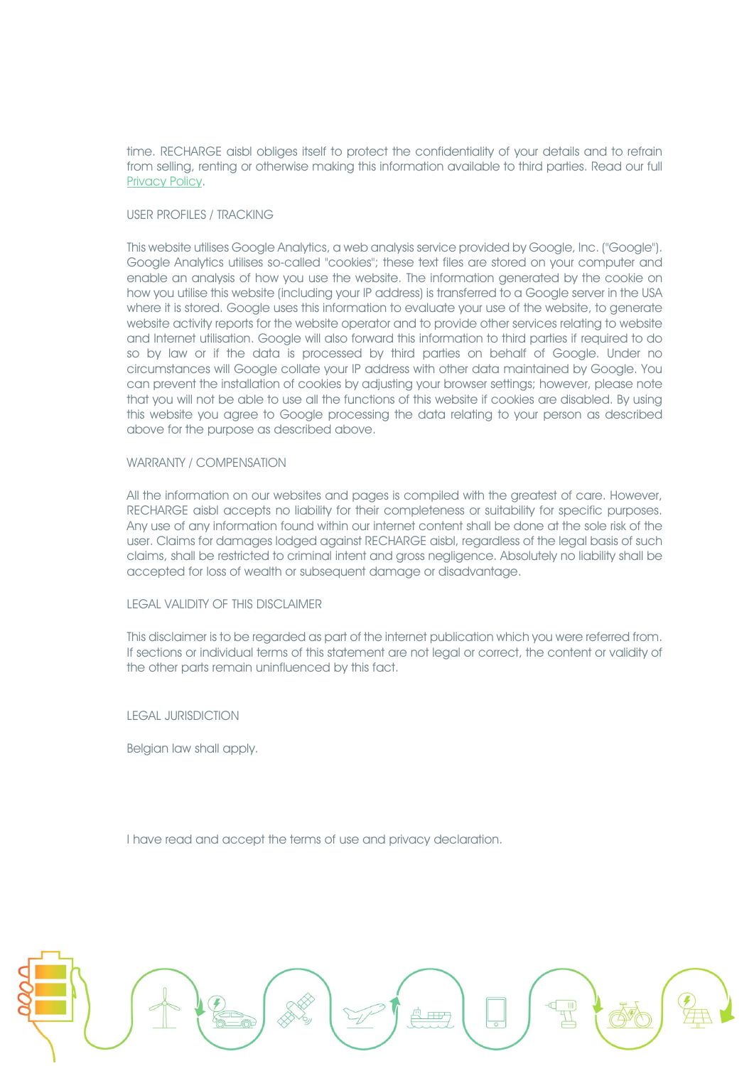time. RECHARGE aisbl obliges itself to protect the confidentiality of your details and to refrain from selling, renting or otherwise making this information available to third parties. Read our full Privacy Policy.

## USER PROFILES / TRACKING

This website utilises Google Analytics, a web analysis service provided by Google, Inc. ("Google"). Google Analytics utilises so-called "cookies"; these text files are stored on your computer and enable an analysis of how you use the website. The information generated by the cookie on how you utilise this website (including your IP address) is transferred to a Google server in the USA where it is stored. Google uses this information to evaluate your use of the website, to generate website activity reports for the website operator and to provide other services relating to website and Internet utilisation. Google will also forward this information to third parties if required to do so by law or if the data is processed by third parties on behalf of Google. Under no circumstances will Google collate your IP address with other data maintained by Google. You can prevent the installation of cookies by adjusting your browser settings; however, please note that you will not be able to use all the functions of this website if cookies are disabled. By using this website you agree to Google processing the data relating to your person as described above for the purpose as described above.

## WARRANTY / COMPENSATION

All the information on our websites and pages is compiled with the greatest of care. However, RECHARGE aisbl accepts no liability for their completeness or suitability for specific purposes. Any use of any information found within our internet content shall be done at the sole risk of the user. Claims for damages lodged against RECHARGE aisbl, regardless of the legal basis of such claims, shall be restricted to criminal intent and gross negligence. Absolutely no liability shall be accepted for loss of wealth or subsequent damage or disadvantage.

## LEGAL VALIDITY OF THIS DISCLAIMER

This disclaimer is to be regarded as part of the internet publication which you were referred from. If sections or individual terms of this statement are not legal or correct, the content or validity of the other parts remain uninfluenced by this fact.

## LEGAL JURISDICTION

Belgian law shall apply.

I have read and accept the terms of use and privacy declaration.